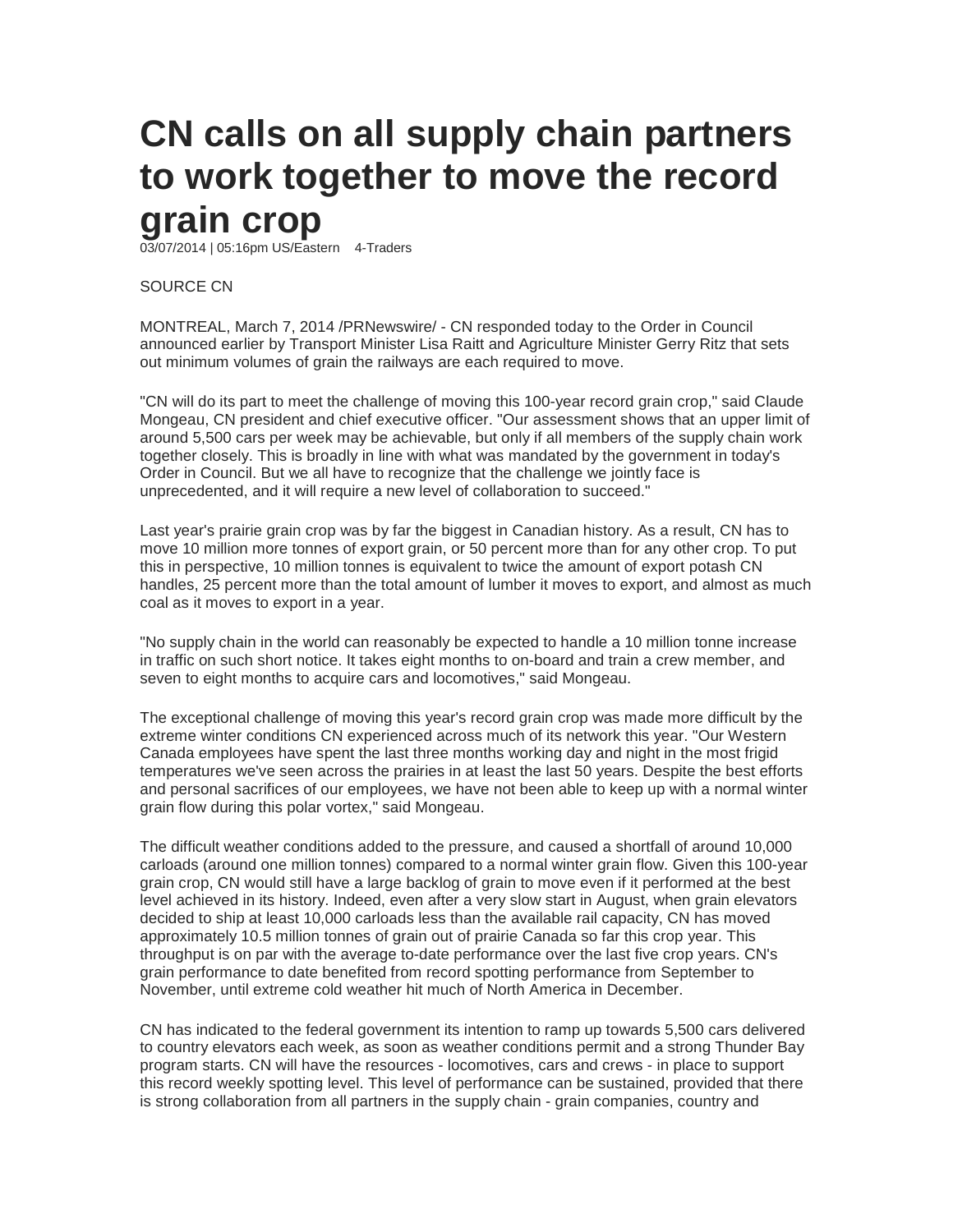# CN calls on all supply chain partners to work together to move the record grain crop

03/07/2014 | 05:16pm US/Eastern 4-Traders

SOURCE CN

MONTREAL, March 7, 2014 /PRNewswire/ - CN responded today to the Order in Council announced earlier by Transport Minister Lisa Raitt and Agriculture Minister Gerry Ritz that sets out minimum volumes of grain the railways are each required to move.

"CN will do its part to meet the challenge of moving this 100-year record grain crop," said Claude Mongeau, CN president and chief executive officer. "Our assessment shows that an upper limit of around 5,500 cars per week may be achievable, but only if all members of the supply chain work together closely. This is broadly in line with what was mandated by the government in today's Order in Council. But we all have to recognize that the challenge we jointly face is unprecedented, and it will require a new level of collaboration to succeed."

Last year's prairie grain crop was by far the biggest in Canadian history. As a result, CN has to move 10 million more tonnes of export grain, or 50 percent more than for any other crop. To put this in perspective, 10 million tonnes is equivalent to twice the amount of export potash CN handles, 25 percent more than the total amount of lumber it moves to export, and almost as much coal as it moves to export in a year.

"No supply chain in the world can reasonably be expected to handle a 10 million tonne increase in traffic on such short notice. It takes eight months to on-board and train a crew member, and seven to eight months to acquire cars and locomotives," said Mongeau.

The exceptional challenge of moving this year's record grain crop was made more difficult by the extreme winter conditions CN experienced across much of its network this year. "Our Western Canada employees have spent the last three months working day and night in the most frigid temperatures we've seen across the prairies in at least the last 50 years. Despite the best efforts and personal sacrifices of our employees, we have not been able to keep up with a normal winter grain flow during this polar vortex," said Mongeau.

The difficult weather conditions added to the pressure, and caused a shortfall of around 10,000 carloads (around one million tonnes) compared to a normal winter grain flow. Given this 100-year grain crop, CN would still have a large backlog of grain to move even if it performed at the best level achieved in its history. Indeed, even after a very slow start in August, when grain elevators decided to ship at least 10,000 carloads less than the available rail capacity, CN has moved approximately 10.5 million tonnes of grain out of prairie Canada so far this crop year. This throughput is on par with the average to-date performance over the last five crop years. CN's grain performance to date benefited from record spotting performance from September to November, until extreme cold weather hit much of North America in December.

CN has indicated to the federal government its intention to ramp up towards 5,500 cars delivered to country elevators each week, as soon as weather conditions permit and a strong Thunder Bay program starts. CN will have the resources - locomotives, cars and crews - in place to support this record weekly spotting level. This level of performance can be sustained, provided that there is strong collaboration from all partners in the supply chain - grain companies, country and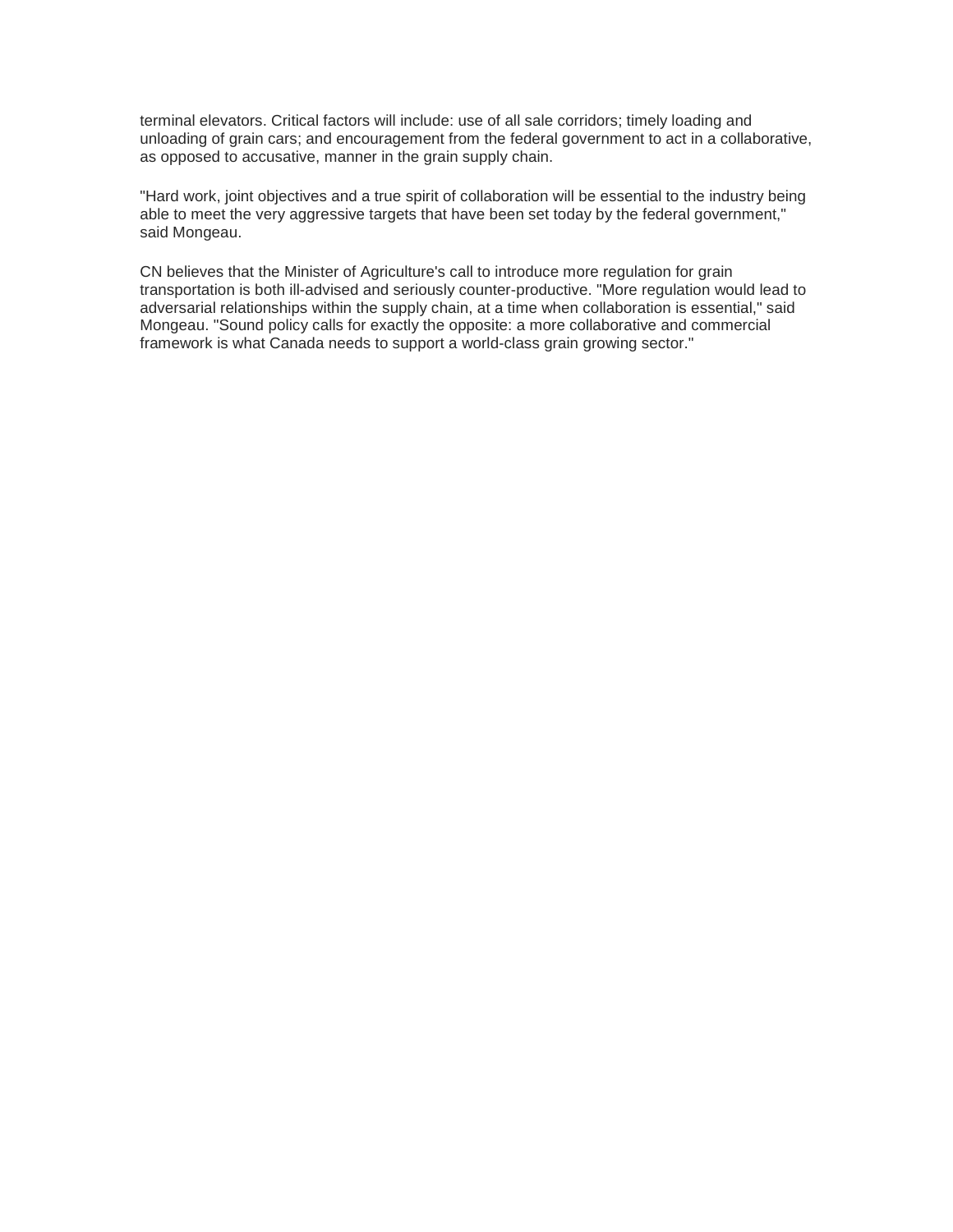terminal elevators. Critical factors will include: use of all sale corridors; timely loading and unloading of grain cars; and encouragement from the federal government to act in a collaborative, as opposed to accusative, manner in the grain supply chain.

"Hard work, joint objectives and a true spirit of collaboration will be essential to the industry being able to meet the very aggressive targets that have been set today by the federal government," said Mongeau.

CN believes that the Minister of Agriculture's call to introduce more regulation for grain transportation is both ill-advised and seriously counter-productive. "More regulation would lead to adversarial relationships within the supply chain, at a time when collaboration is essential," said Mongeau. "Sound policy calls for exactly the opposite: a more collaborative and commercial framework is what Canada needs to support a world-class grain growing sector."